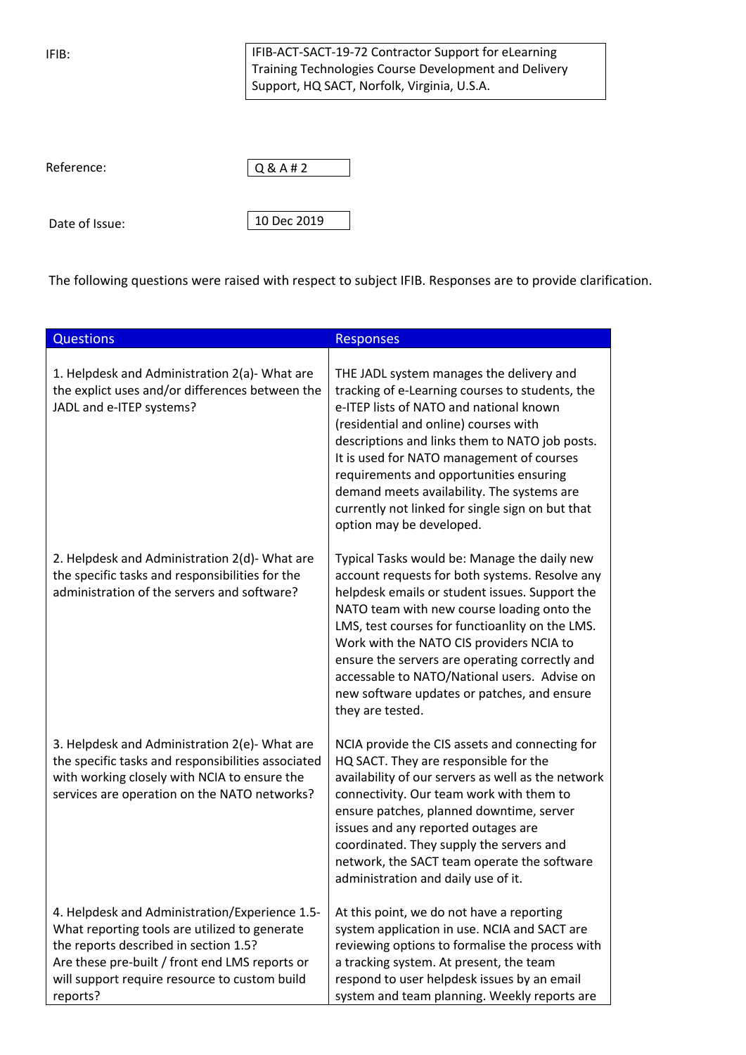| | |
|---|---|
| IFIB: | IFIB-ACT-SACT-19-72 Contractor Support for eLearning Training Technologies Course Development and Delivery Support, HQ SACT, Norfolk, Virginia, U.S.A. |
| Reference: | Q & A # 2 |
| Date of Issue: | 10 Dec 2019 |

The following questions were raised with respect to subject IFIB. Responses are to provide clarification.

| Questions | Responses |
|---|---|
| 1. Helpdesk and Administration 2(a)- What are the explict uses and/or differences between the JADL and e-ITEP systems? | THE JADL system manages the delivery and tracking of e-Learning courses to students, the e-ITEP lists of NATO and national known (residential and online) courses with descriptions and links them to NATO job posts. It is used for NATO management of courses requirements and opportunities ensuring demand meets availability. The systems are currently not linked for single sign on but that option may be developed. |
| 2. Helpdesk and Administration 2(d)- What are the specific tasks and responsibilities for the administration of the servers and software? | Typical Tasks would be: Manage the daily new account requests for both systems. Resolve any helpdesk emails or student issues. Support the NATO team with new course loading onto the LMS, test courses for functioanlity on the LMS. Work with the NATO CIS providers NCIA to ensure the servers are operating correctly and accessable to NATO/National users. Advise on new software updates or patches, and ensure they are tested. |
| 3. Helpdesk and Administration 2(e)- What are the specific tasks and responsibilities associated with working closely with NCIA to ensure the services are operation on the NATO networks? | NCIA provide the CIS assets and connecting for HQ SACT. They are responsible for the availability of our servers as well as the network connectivity. Our team work with them to ensure patches, planned downtime, server issues and any reported outages are coordinated. They supply the servers and network, the SACT team operate the software administration and daily use of it. |
| 4. Helpdesk and Administration/Experience 1.5- What reporting tools are utilized to generate the reports described in section 1.5?<br>Are these pre-built / front end LMS reports or will support require resource to custom build reports? | At this point, we do not have a reporting system application in use. NCIA and SACT are reviewing options to formalise the process with a tracking system. At present, the team respond to user helpdesk issues by an email system and team planning. Weekly reports are |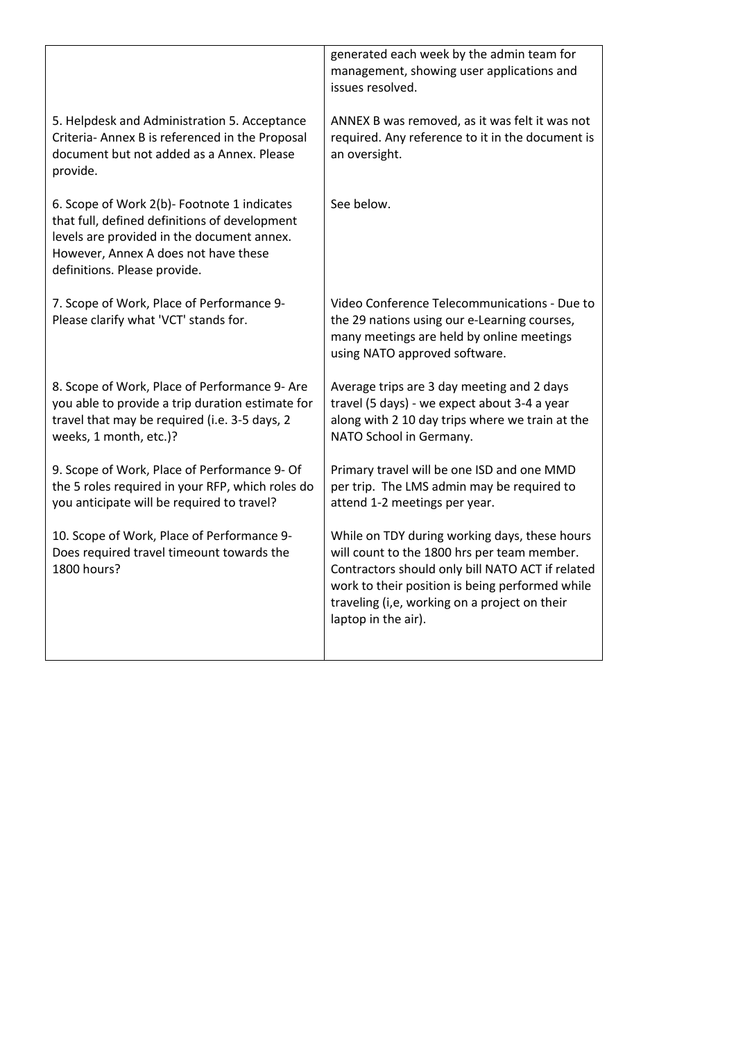| | |
|---|---|
| | generated each week by the admin team for management, showing user applications and issues resolved. |
| 5. Helpdesk and Administration 5. Acceptance Criteria- Annex B is referenced in the Proposal document but not added as a Annex. Please provide. | ANNEX B was removed, as it was felt it was not required. Any reference to it in the document is an oversight. |
| 6. Scope of Work 2(b)- Footnote 1 indicates that full, defined definitions of development levels are provided in the document annex. However, Annex A does not have these definitions. Please provide. | See below. |
| 7. Scope of Work, Place of Performance 9- Please clarify what 'VCT' stands for. | Video Conference Telecommunications - Due to the 29 nations using our e-Learning courses, many meetings are held by online meetings using NATO approved software. |
| 8. Scope of Work, Place of Performance 9- Are you able to provide a trip duration estimate for travel that may be required (i.e. 3-5 days, 2 weeks, 1 month, etc.)? | Average trips are 3 day meeting and 2 days travel (5 days) - we expect about 3-4 a year along with 2 10 day trips where we train at the NATO School in Germany. |
| 9. Scope of Work, Place of Performance 9- Of the 5 roles required in your RFP, which roles do you anticipate will be required to travel? | Primary travel will be one ISD and one MMD per trip. The LMS admin may be required to attend 1-2 meetings per year. |
| 10. Scope of Work, Place of Performance 9- Does required travel timeount towards the 1800 hours? | While on TDY during working days, these hours will count to the 1800 hrs per team member. Contractors should only bill NATO ACT if related work to their position is being performed while traveling (i,e, working on a project on their laptop in the air). |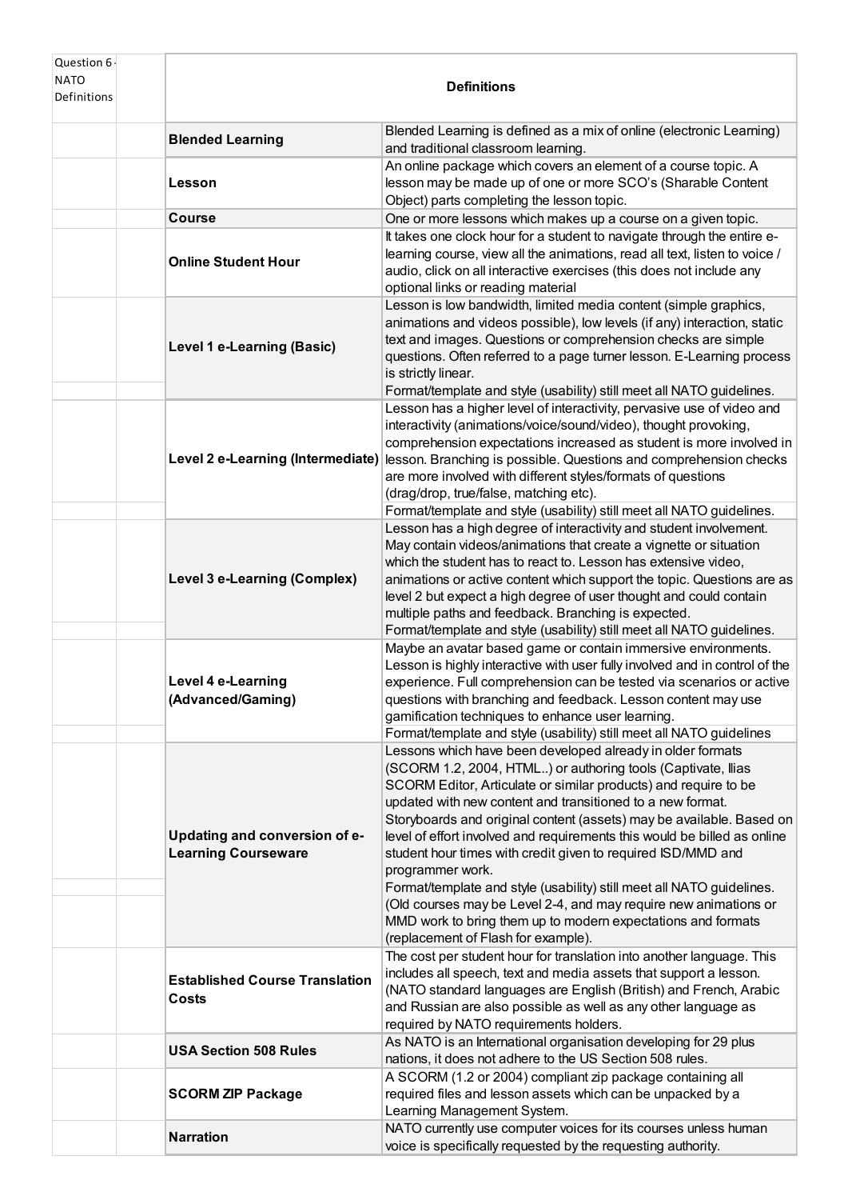| Question 6 - NATO Definitions | | Definitions | |
|---|---|---|---|
| | | **Blended Learning** | Blended Learning is defined as a mix of online (electronic Learning) and traditional classroom learning. |
| | | **Lesson** | An online package which covers an element of a course topic. A lesson may be made up of one or more SCO's (Sharable Content Object) parts completing the lesson topic. |
| | | **Course** | One or more lessons which makes up a course on a given topic. |
| | | **Online Student Hour** | It takes one clock hour for a student to navigate through the entire e-learning course, view all the animations, read all text, listen to voice / audio, click on all interactive exercises (this does not include any optional links or reading material |
| | | **Level 1 e-Learning (Basic)** | Lesson is low bandwidth, limited media content (simple graphics, animations and videos possible), low levels (if any) interaction, static text and images. Questions or comprehension checks are simple questions. Often referred to a page turner lesson. E-Learning process is strictly linear.<br>Format/template and style (usability) still meet all NATO guidelines. |
| | | **Level 2 e-Learning (Intermediate)** | Lesson has a higher level of interactivity, pervasive use of video and interactivity (animations/voice/sound/video), thought provoking, comprehension expectations increased as student is more involved in lesson. Branching is possible. Questions and comprehension checks are more involved with different styles/formats of questions (drag/drop, true/false, matching etc).<br>Format/template and style (usability) still meet all NATO guidelines. |
| | | **Level 3 e-Learning (Complex)** | Lesson has a high degree of interactivity and student involvement. May contain videos/animations that create a vignette or situation which the student has to react to. Lesson has extensive video, animations or active content which support the topic. Questions are as level 2 but expect a high degree of user thought and could contain multiple paths and feedback. Branching is expected.<br>Format/template and style (usability) still meet all NATO guidelines. |
| | | **Level 4 e-Learning (Advanced/Gaming)** | Maybe an avatar based game or contain immersive environments. Lesson is highly interactive with user fully involved and in control of the experience. Full comprehension can be tested via scenarios or active questions with branching and feedback. Lesson content may use gamification techniques to enhance user learning.<br>Format/template and style (usability) still meet all NATO guidelines |
| | | **Updating and conversion of e-Learning Courseware** | Lessons which have been developed already in older formats (SCORM 1.2, 2004, HTML..) or authoring tools (Captivate, Ilias SCORM Editor, Articulate or similar products) and require to be updated with new content and transitioned to a new format. Storyboards and original content (assets) may be available. Based on level of effort involved and requirements this would be billed as online student hour times with credit given to required ISD/MMD and programmer work.<br>Format/template and style (usability) still meet all NATO guidelines. (Old courses may be Level 2-4, and may require new animations or MMD work to bring them up to modern expectations and formats (replacement of Flash for example). |
| | | **Established Course Translation Costs** | The cost per student hour for translation into another language. This includes all speech, text and media assets that support a lesson. (NATO standard languages are English (British) and French, Arabic and Russian are also possible as well as any other language as required by NATO requirements holders. |
| | | **USA Section 508 Rules** | As NATO is an International organisation developing for 29 plus nations, it does not adhere to the US Section 508 rules. |
| | | **SCORM ZIP Package** | A SCORM (1.2 or 2004) compliant zip package containing all required files and lesson assets which can be unpacked by a Learning Management System. |
| | | **Narration** | NATO currently use computer voices for its courses unless human voice is specifically requested by the requesting authority. |